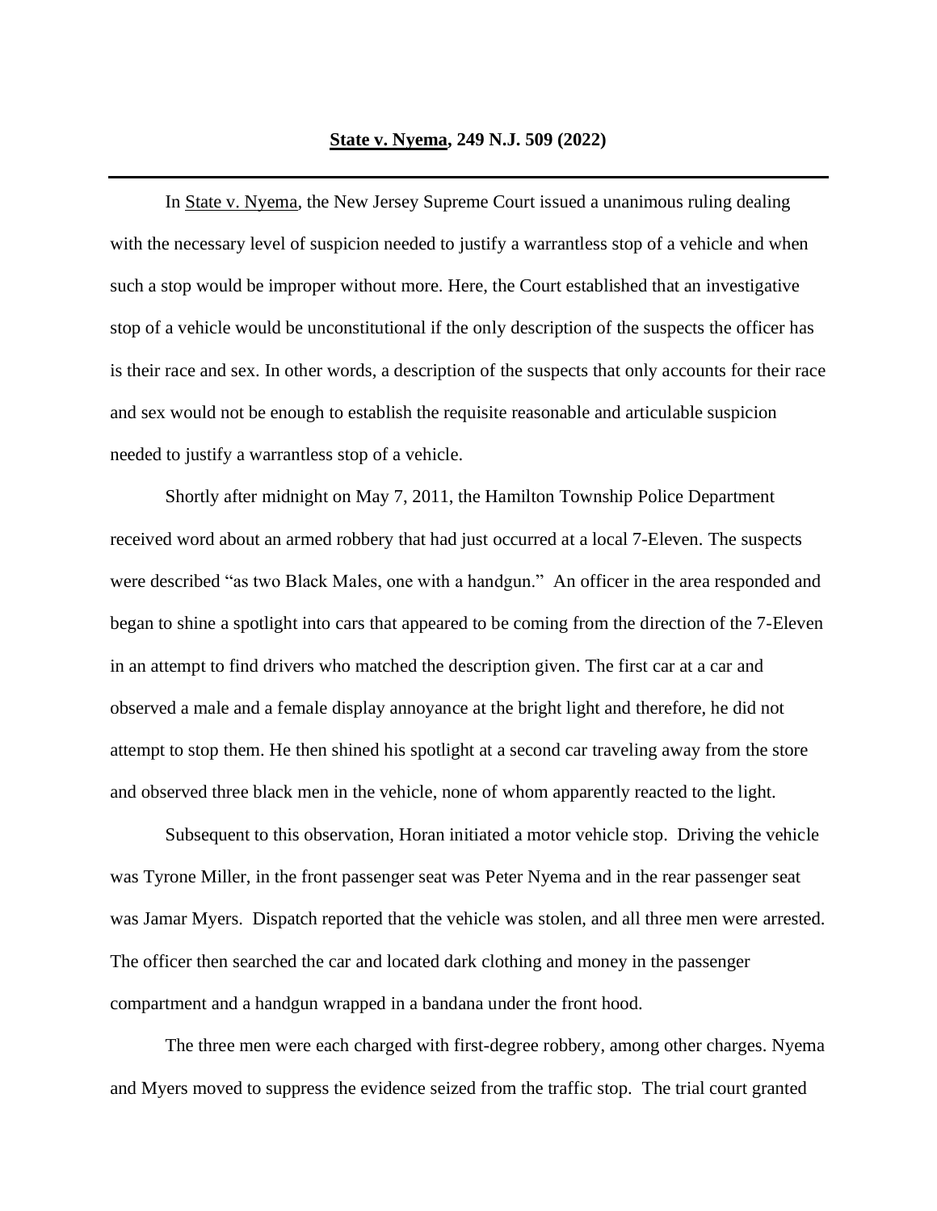# <u>State v. Nyema</u>, 249 N.J. 509 (2022)

---

In <u>State v. Nyema</u>, the New Jersey Supreme Court issued a unanimous ruling dealing with the necessary level of suspicion needed to justify a warrantless stop of a vehicle and when such a stop would be improper without more. Here, the Court established that an investigative stop of a vehicle would be unconstitutional if the only description of the suspects the officer has is their race and sex. In other words, a description of the suspects that only accounts for their race and sex would not be enough to establish the requisite reasonable and articulable suspicion needed to justify a warrantless stop of a vehicle.

Shortly after midnight on May 7, 2011, the Hamilton Township Police Department received word about an armed robbery that had just occurred at a local 7-Eleven. The suspects were described "as two Black Males, one with a handgun." An officer in the area responded and began to shine a spotlight into cars that appeared to be coming from the direction of the 7-Eleven in an attempt to find drivers who matched the description given. The first car at a car and observed a male and a female display annoyance at the bright light and therefore, he did not attempt to stop them. He then shined his spotlight at a second car traveling away from the store and observed three black men in the vehicle, none of whom apparently reacted to the light.

Subsequent to this observation, Horan initiated a motor vehicle stop. Driving the vehicle was Tyrone Miller, in the front passenger seat was Peter Nyema and in the rear passenger seat was Jamar Myers. Dispatch reported that the vehicle was stolen, and all three men were arrested. The officer then searched the car and located dark clothing and money in the passenger compartment and a handgun wrapped in a bandana under the front hood.

The three men were each charged with first-degree robbery, among other charges. Nyema and Myers moved to suppress the evidence seized from the traffic stop. The trial court granted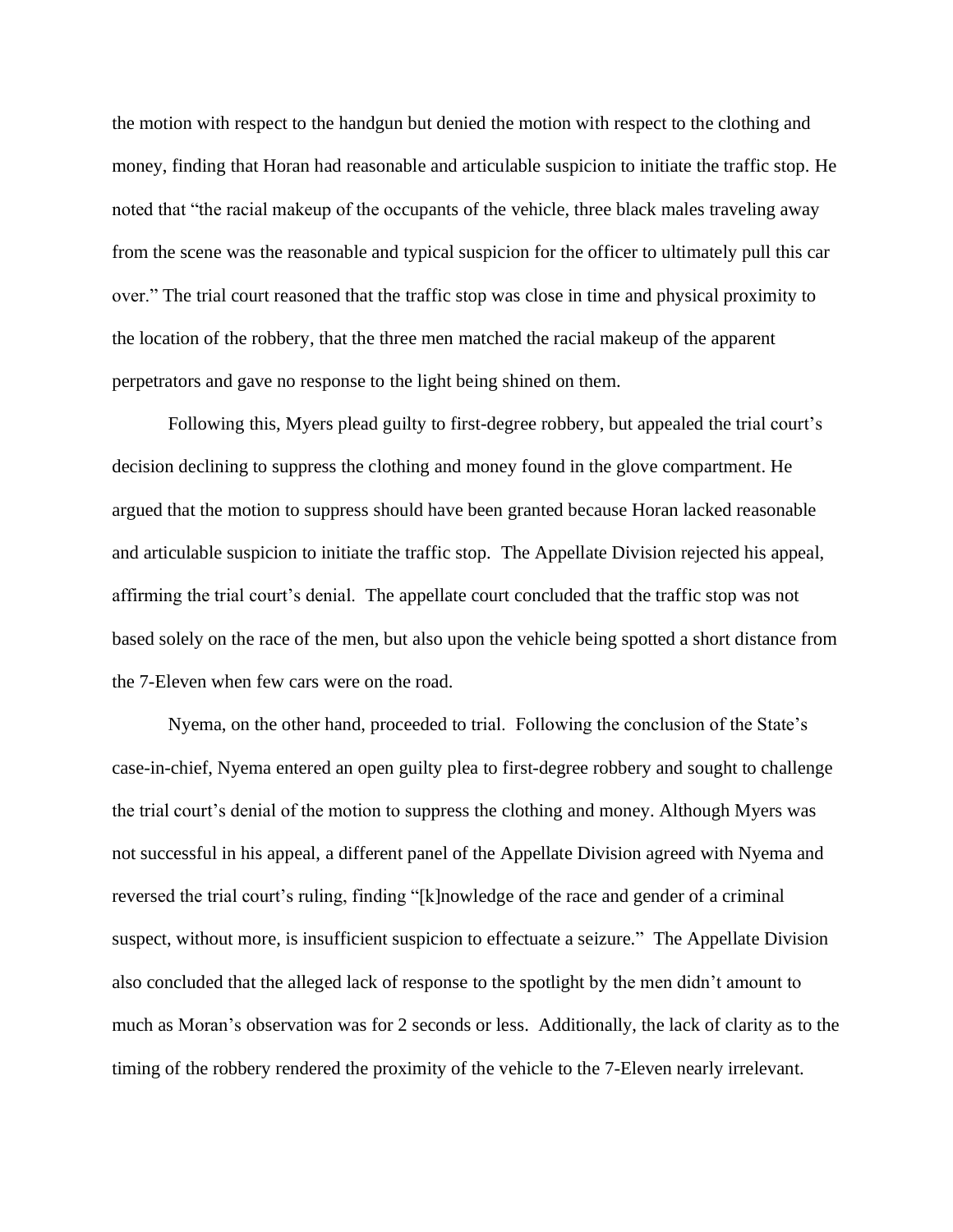the motion with respect to the handgun but denied the motion with respect to the clothing and money, finding that Horan had reasonable and articulable suspicion to initiate the traffic stop. He noted that "the racial makeup of the occupants of the vehicle, three black males traveling away from the scene was the reasonable and typical suspicion for the officer to ultimately pull this car over." The trial court reasoned that the traffic stop was close in time and physical proximity to the location of the robbery, that the three men matched the racial makeup of the apparent perpetrators and gave no response to the light being shined on them.

Following this, Myers plead guilty to first-degree robbery, but appealed the trial court's decision declining to suppress the clothing and money found in the glove compartment. He argued that the motion to suppress should have been granted because Horan lacked reasonable and articulable suspicion to initiate the traffic stop. The Appellate Division rejected his appeal, affirming the trial court's denial. The appellate court concluded that the traffic stop was not based solely on the race of the men, but also upon the vehicle being spotted a short distance from the 7-Eleven when few cars were on the road.

Nyema, on the other hand, proceeded to trial. Following the conclusion of the State's case-in-chief, Nyema entered an open guilty plea to first-degree robbery and sought to challenge the trial court's denial of the motion to suppress the clothing and money. Although Myers was not successful in his appeal, a different panel of the Appellate Division agreed with Nyema and reversed the trial court's ruling, finding "[k]nowledge of the race and gender of a criminal suspect, without more, is insufficient suspicion to effectuate a seizure." The Appellate Division also concluded that the alleged lack of response to the spotlight by the men didn't amount to much as Moran's observation was for 2 seconds or less. Additionally, the lack of clarity as to the timing of the robbery rendered the proximity of the vehicle to the 7-Eleven nearly irrelevant.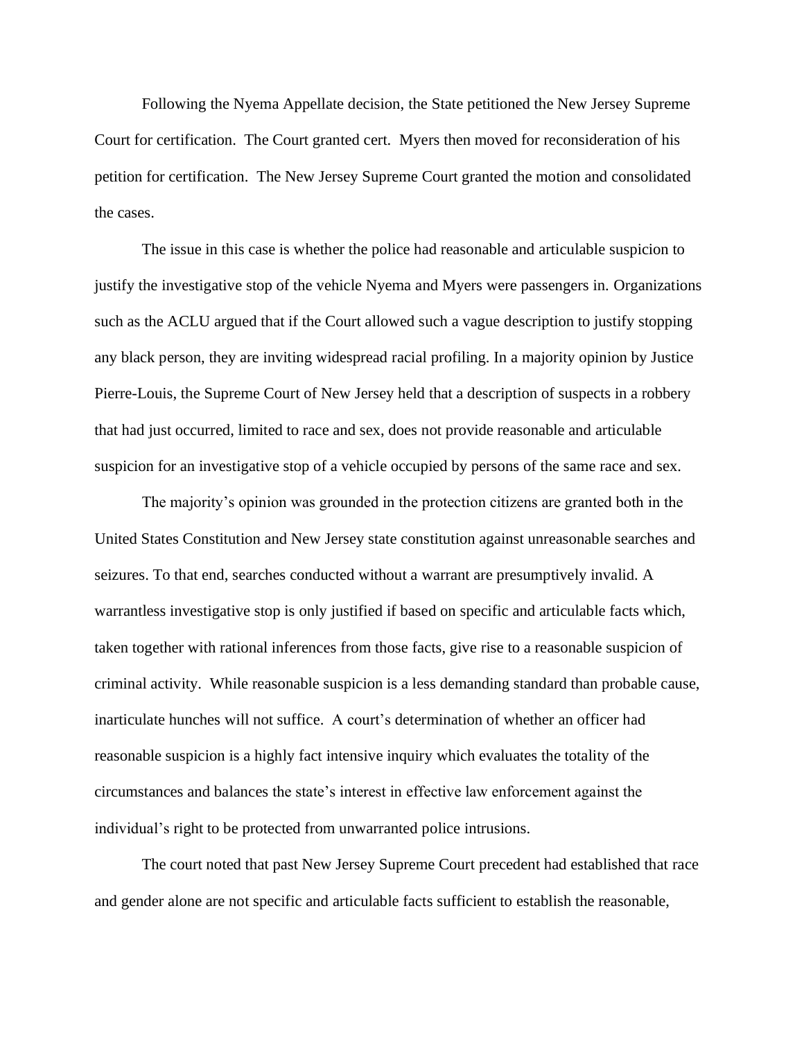Following the Nyema Appellate decision, the State petitioned the New Jersey Supreme Court for certification. The Court granted cert. Myers then moved for reconsideration of his petition for certification. The New Jersey Supreme Court granted the motion and consolidated the cases.

The issue in this case is whether the police had reasonable and articulable suspicion to justify the investigative stop of the vehicle Nyema and Myers were passengers in. Organizations such as the ACLU argued that if the Court allowed such a vague description to justify stopping any black person, they are inviting widespread racial profiling. In a majority opinion by Justice Pierre-Louis, the Supreme Court of New Jersey held that a description of suspects in a robbery that had just occurred, limited to race and sex, does not provide reasonable and articulable suspicion for an investigative stop of a vehicle occupied by persons of the same race and sex.

The majority's opinion was grounded in the protection citizens are granted both in the United States Constitution and New Jersey state constitution against unreasonable searches and seizures. To that end, searches conducted without a warrant are presumptively invalid. A warrantless investigative stop is only justified if based on specific and articulable facts which, taken together with rational inferences from those facts, give rise to a reasonable suspicion of criminal activity. While reasonable suspicion is a less demanding standard than probable cause, inarticulate hunches will not suffice. A court's determination of whether an officer had reasonable suspicion is a highly fact intensive inquiry which evaluates the totality of the circumstances and balances the state's interest in effective law enforcement against the individual's right to be protected from unwarranted police intrusions.

The court noted that past New Jersey Supreme Court precedent had established that race and gender alone are not specific and articulable facts sufficient to establish the reasonable,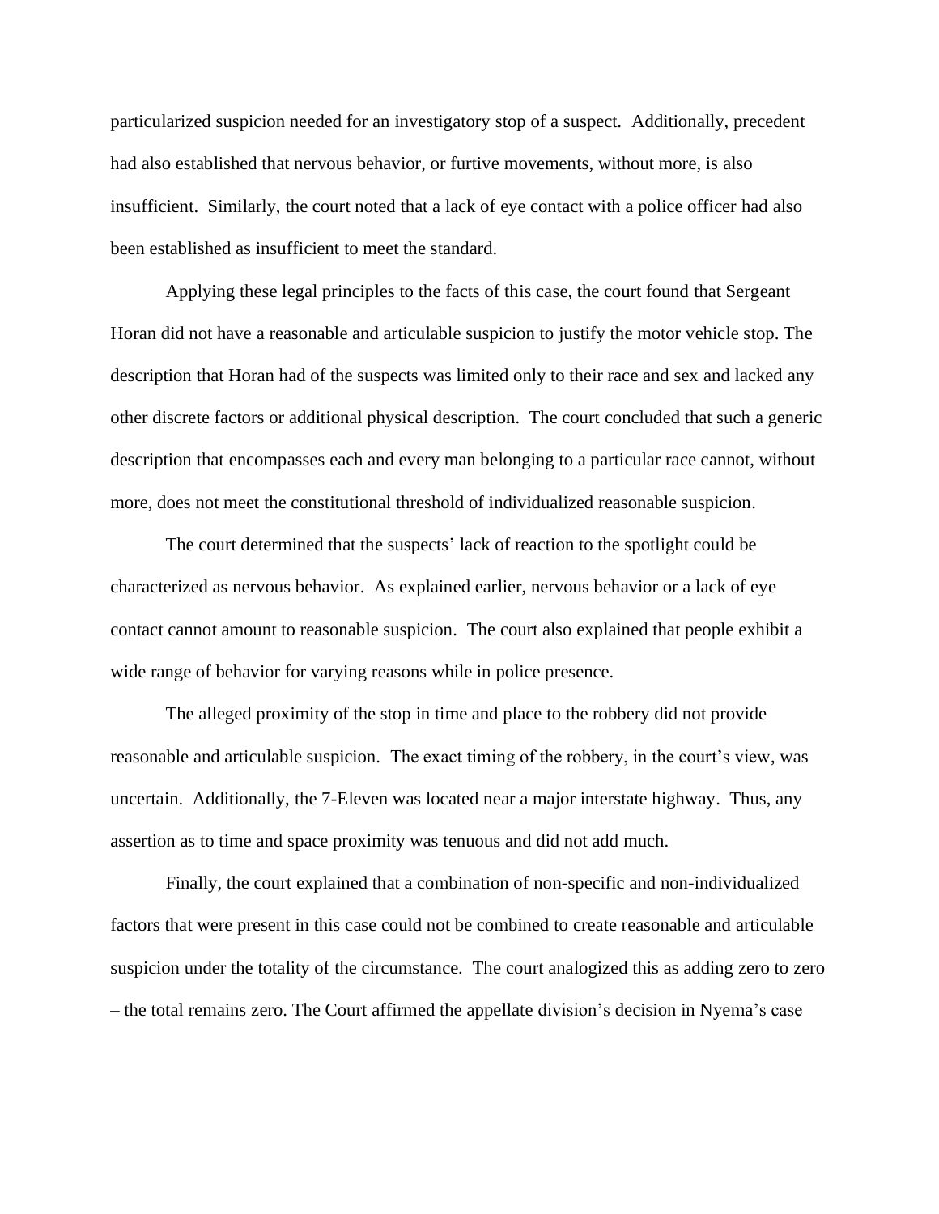particularized suspicion needed for an investigatory stop of a suspect. Additionally, precedent had also established that nervous behavior, or furtive movements, without more, is also insufficient. Similarly, the court noted that a lack of eye contact with a police officer had also been established as insufficient to meet the standard.

Applying these legal principles to the facts of this case, the court found that Sergeant Horan did not have a reasonable and articulable suspicion to justify the motor vehicle stop. The description that Horan had of the suspects was limited only to their race and sex and lacked any other discrete factors or additional physical description. The court concluded that such a generic description that encompasses each and every man belonging to a particular race cannot, without more, does not meet the constitutional threshold of individualized reasonable suspicion.

The court determined that the suspects' lack of reaction to the spotlight could be characterized as nervous behavior. As explained earlier, nervous behavior or a lack of eye contact cannot amount to reasonable suspicion. The court also explained that people exhibit a wide range of behavior for varying reasons while in police presence.

The alleged proximity of the stop in time and place to the robbery did not provide reasonable and articulable suspicion. The exact timing of the robbery, in the court's view, was uncertain. Additionally, the 7-Eleven was located near a major interstate highway. Thus, any assertion as to time and space proximity was tenuous and did not add much.

Finally, the court explained that a combination of non-specific and non-individualized factors that were present in this case could not be combined to create reasonable and articulable suspicion under the totality of the circumstance. The court analogized this as adding zero to zero – the total remains zero. The Court affirmed the appellate division's decision in Nyema's case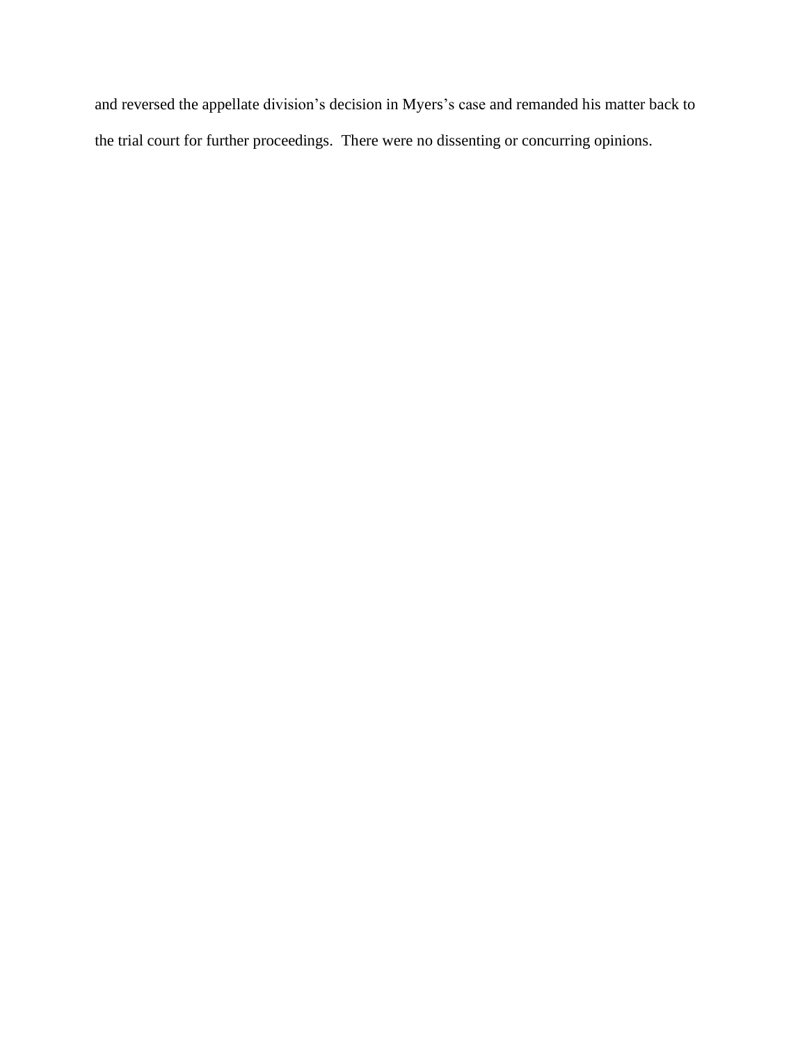and reversed the appellate division's decision in Myers's case and remanded his matter back to the trial court for further proceedings. There were no dissenting or concurring opinions.